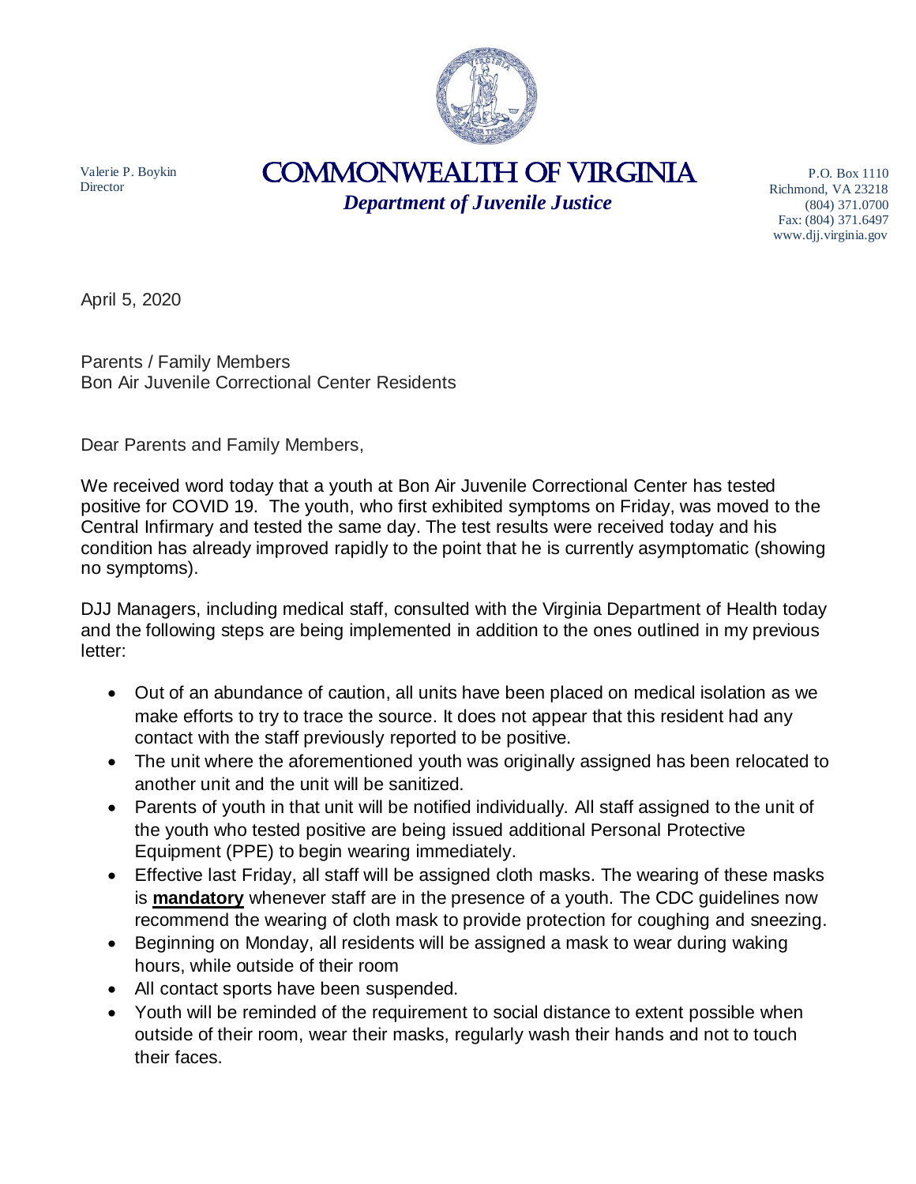Valerie P. Boykin
Director

# COMMONWEALTH OF VIRGINIA

***Department of Juvenile Justice***

P.O. Box 1110
Richmond, VA 23218
(804) 371.0700
Fax: (804) 371.6497
www.djj.virginia.gov

April 5, 2020

Parents / Family Members
Bon Air Juvenile Correctional Center Residents

Dear Parents and Family Members,

We received word today that a youth at Bon Air Juvenile Correctional Center has tested positive for COVID 19. The youth, who first exhibited symptoms on Friday, was moved to the Central Infirmary and tested the same day. The test results were received today and his condition has already improved rapidly to the point that he is currently asymptomatic (showing no symptoms).

DJJ Managers, including medical staff, consulted with the Virginia Department of Health today and the following steps are being implemented in addition to the ones outlined in my previous letter:

- Out of an abundance of caution, all units have been placed on medical isolation as we make efforts to try to trace the source. It does not appear that this resident had any contact with the staff previously reported to be positive.
- The unit where the aforementioned youth was originally assigned has been relocated to another unit and the unit will be sanitized.
- Parents of youth in that unit will be notified individually. All staff assigned to the unit of the youth who tested positive are being issued additional Personal Protective Equipment (PPE) to begin wearing immediately.
- Effective last Friday, all staff will be assigned cloth masks. The wearing of these masks is **mandatory** whenever staff are in the presence of a youth. The CDC guidelines now recommend the wearing of cloth mask to provide protection for coughing and sneezing.
- Beginning on Monday, all residents will be assigned a mask to wear during waking hours, while outside of their room
- All contact sports have been suspended.
- Youth will be reminded of the requirement to social distance to extent possible when outside of their room, wear their masks, regularly wash their hands and not to touch their faces.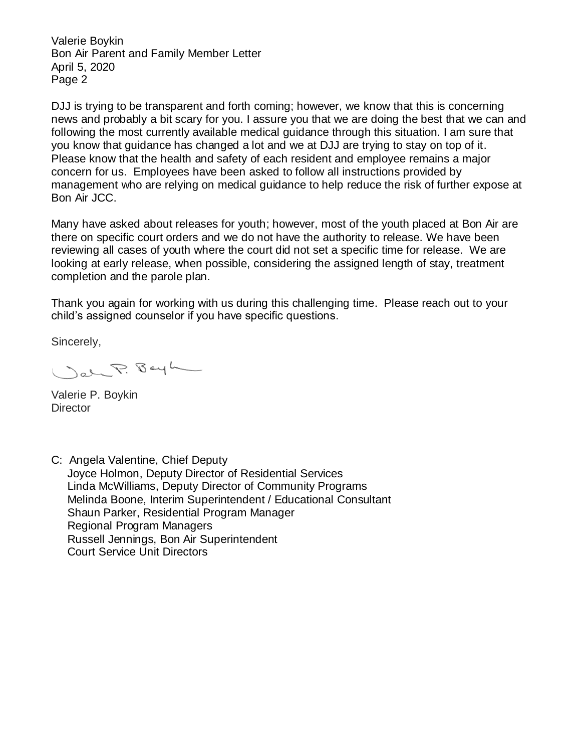DJJ is trying to be transparent and forth coming; however, we know that this is concerning news and probably a bit scary for you. I assure you that we are doing the best that we can and following the most currently available medical guidance through this situation. I am sure that you know that guidance has changed a lot and we at DJJ are trying to stay on top of it. Please know that the health and safety of each resident and employee remains a major concern for us. Employees have been asked to follow all instructions provided by management who are relying on medical guidance to help reduce the risk of further expose at Bon Air JCC.

Many have asked about releases for youth; however, most of the youth placed at Bon Air are there on specific court orders and we do not have the authority to release. We have been reviewing all cases of youth where the court did not set a specific time for release. We are looking at early release, when possible, considering the assigned length of stay, treatment completion and the parole plan.

Thank you again for working with us during this challenging time. Please reach out to your child's assigned counselor if you have specific questions.

Sincerely,

Valerie P. Boykin
Director

C: Angela Valentine, Chief Deputy
Joyce Holmon, Deputy Director of Residential Services
Linda McWilliams, Deputy Director of Community Programs
Melinda Boone, Interim Superintendent / Educational Consultant
Shaun Parker, Residential Program Manager
Regional Program Managers
Russell Jennings, Bon Air Superintendent
Court Service Unit Directors